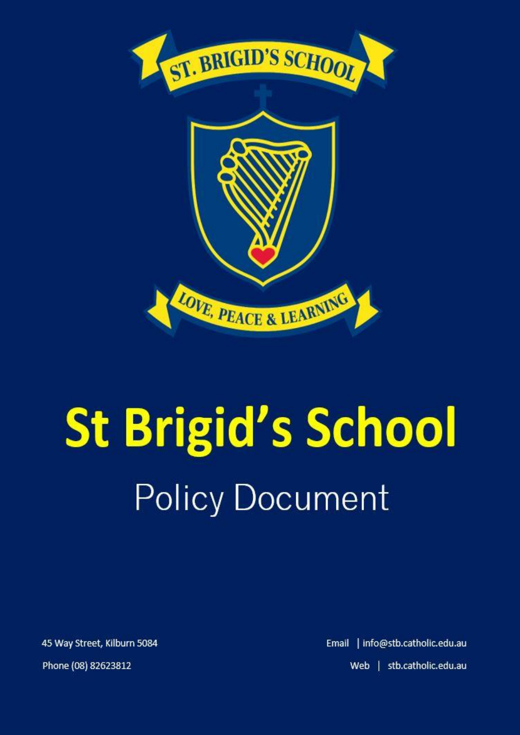ST. BRIGID'S SCHOOL

LOVE, PEACE & LEARNING

# St Brigid's School

## Policy Document

45 Way Street, Kilburn 5084

Phone (08) 82623812

Email | info@stb.catholic.edu.au

Web | stb.catholic.edu.au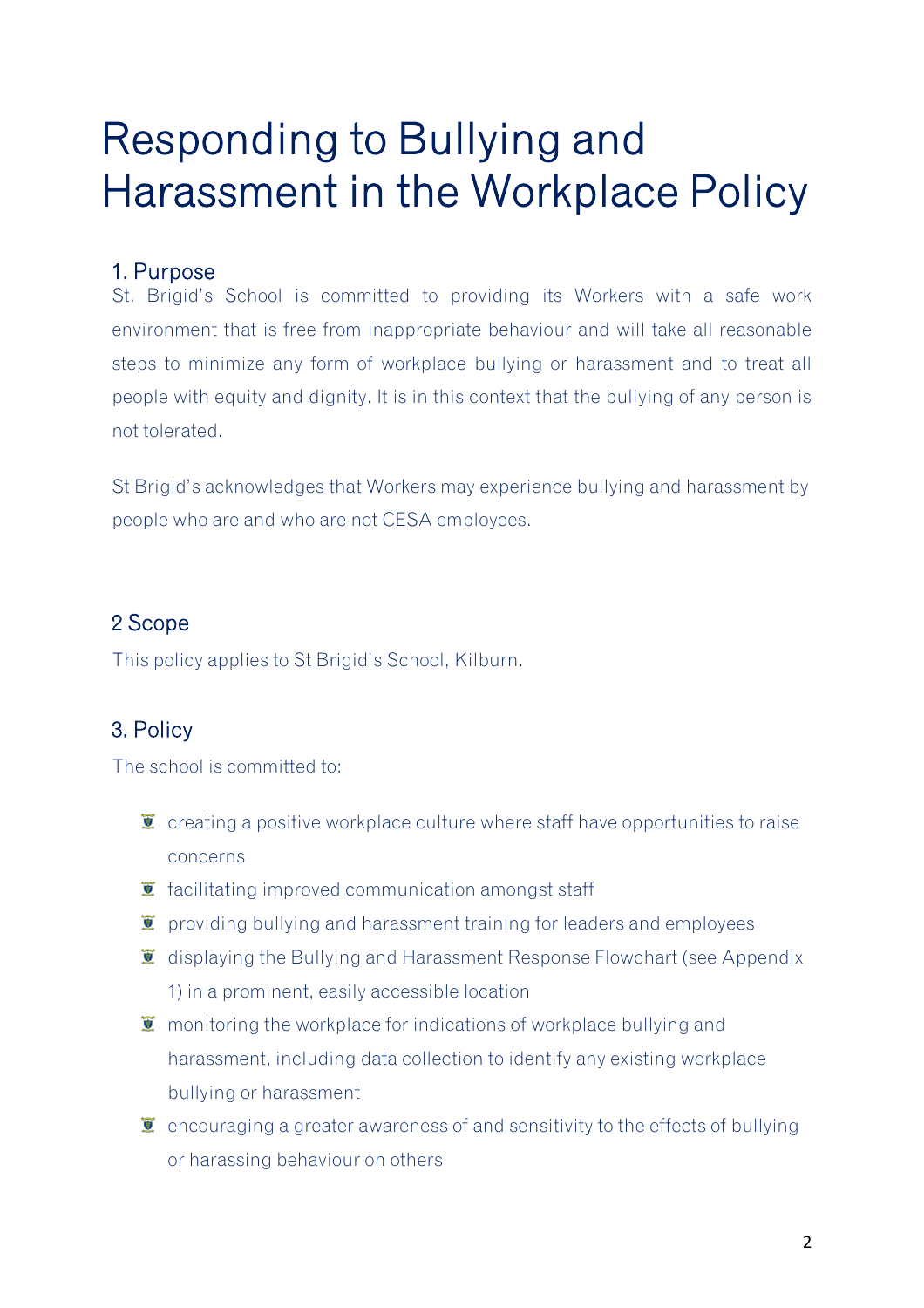# Responding to Bullying and Harassment in the Workplace Policy

## 1. Purpose

St. Brigid's School is committed to providing its Workers with a safe work environment that is free from inappropriate behaviour and will take all reasonable steps to minimize any form of workplace bullying or harassment and to treat all people with equity and dignity. It is in this context that the bullying of any person is not tolerated.

St Brigid's acknowledges that Workers may experience bullying and harassment by people who are and who are not CESA employees.

## 2 Scope

This policy applies to St Brigid's School, Kilburn.

## 3. Policy

The school is committed to:

- creating a positive workplace culture where staff have opportunities to raise concerns
- facilitating improved communication amongst staff
- providing bullying and harassment training for leaders and employees
- displaying the Bullying and Harassment Response Flowchart (see Appendix 1) in a prominent, easily accessible location
- monitoring the workplace for indications of workplace bullying and harassment, including data collection to identify any existing workplace bullying or harassment
- encouraging a greater awareness of and sensitivity to the effects of bullying or harassing behaviour on others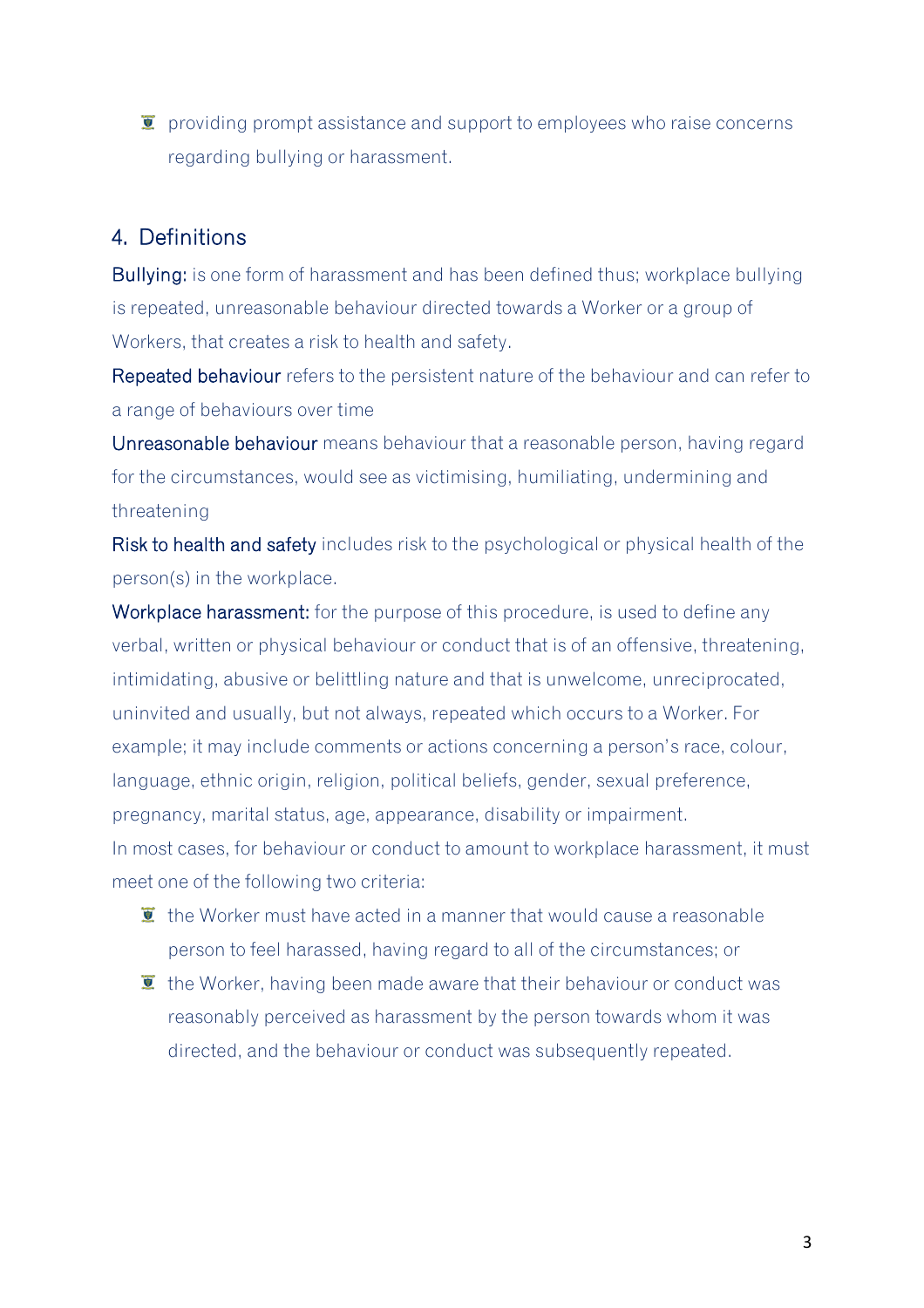- providing prompt assistance and support to employees who raise concerns regarding bullying or harassment.

## 4. Definitions

Bullying: is one form of harassment and has been defined thus; workplace bullying is repeated, unreasonable behaviour directed towards a Worker or a group of Workers, that creates a risk to health and safety.

Repeated behaviour refers to the persistent nature of the behaviour and can refer to a range of behaviours over time

Unreasonable behaviour means behaviour that a reasonable person, having regard for the circumstances, would see as victimising, humiliating, undermining and threatening

Risk to health and safety includes risk to the psychological or physical health of the person(s) in the workplace.

Workplace harassment: for the purpose of this procedure, is used to define any verbal, written or physical behaviour or conduct that is of an offensive, threatening, intimidating, abusive or belittling nature and that is unwelcome, unreciprocated, uninvited and usually, but not always, repeated which occurs to a Worker. For example; it may include comments or actions concerning a person's race, colour, language, ethnic origin, religion, political beliefs, gender, sexual preference, pregnancy, marital status, age, appearance, disability or impairment.

In most cases, for behaviour or conduct to amount to workplace harassment, it must meet one of the following two criteria:

- the Worker must have acted in a manner that would cause a reasonable person to feel harassed, having regard to all of the circumstances; or
- the Worker, having been made aware that their behaviour or conduct was reasonably perceived as harassment by the person towards whom it was directed, and the behaviour or conduct was subsequently repeated.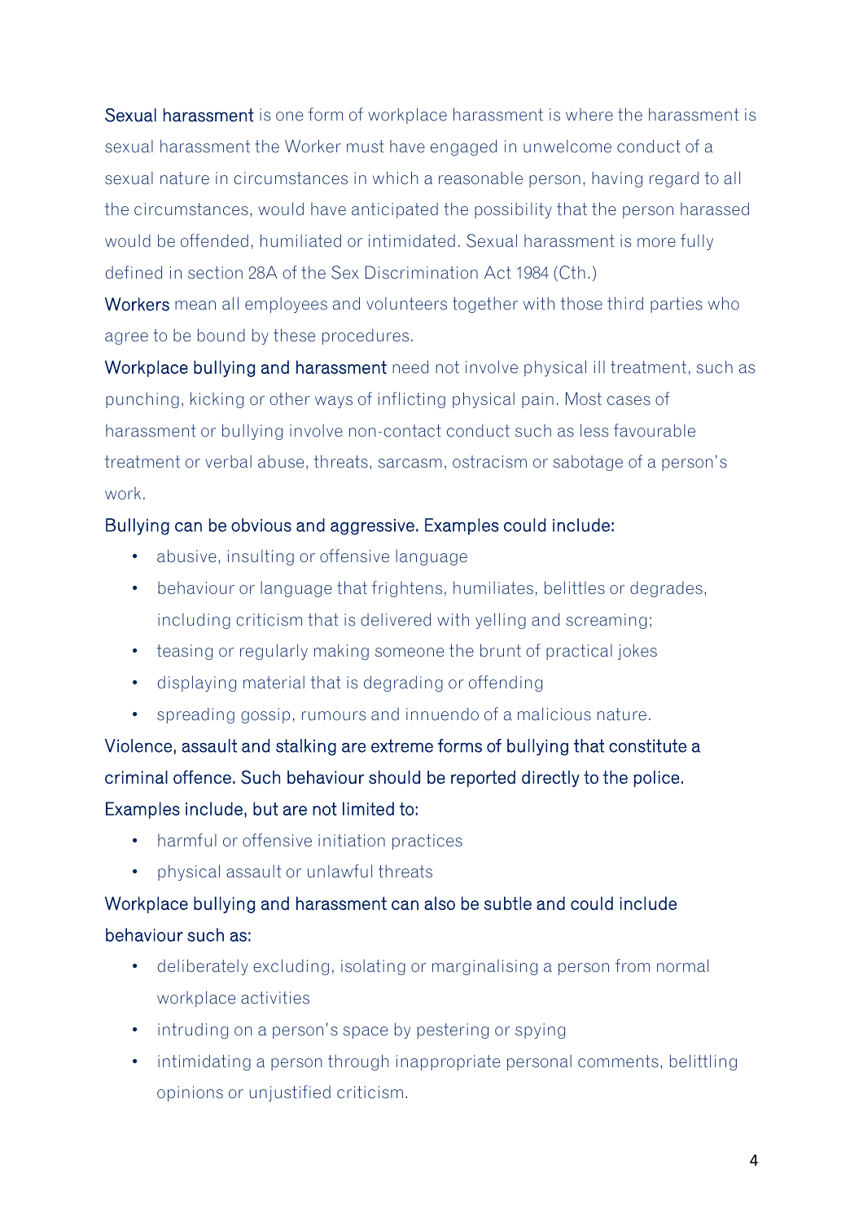**Sexual harassment** is one form of workplace harassment is where the harassment is sexual harassment the Worker must have engaged in unwelcome conduct of a sexual nature in circumstances in which a reasonable person, having regard to all the circumstances, would have anticipated the possibility that the person harassed would be offended, humiliated or intimidated. Sexual harassment is more fully defined in section 28A of the Sex Discrimination Act 1984 (Cth.)

**Workers** mean all employees and volunteers together with those third parties who agree to be bound by these procedures.

**Workplace bullying and harassment** need not involve physical ill treatment, such as punching, kicking or other ways of inflicting physical pain. Most cases of harassment or bullying involve non-contact conduct such as less favourable treatment or verbal abuse, threats, sarcasm, ostracism or sabotage of a person's work.

Bullying can be obvious and aggressive. Examples could include:

- abusive, insulting or offensive language
- behaviour or language that frightens, humiliates, belittles or degrades, including criticism that is delivered with yelling and screaming;
- teasing or regularly making someone the brunt of practical jokes
- displaying material that is degrading or offending
- spreading gossip, rumours and innuendo of a malicious nature.

Violence, assault and stalking are extreme forms of bullying that constitute a criminal offence. Such behaviour should be reported directly to the police. Examples include, but are not limited to:

- harmful or offensive initiation practices
- physical assault or unlawful threats

Workplace bullying and harassment can also be subtle and could include behaviour such as:

- deliberately excluding, isolating or marginalising a person from normal workplace activities
- intruding on a person's space by pestering or spying
- intimidating a person through inappropriate personal comments, belittling opinions or unjustified criticism.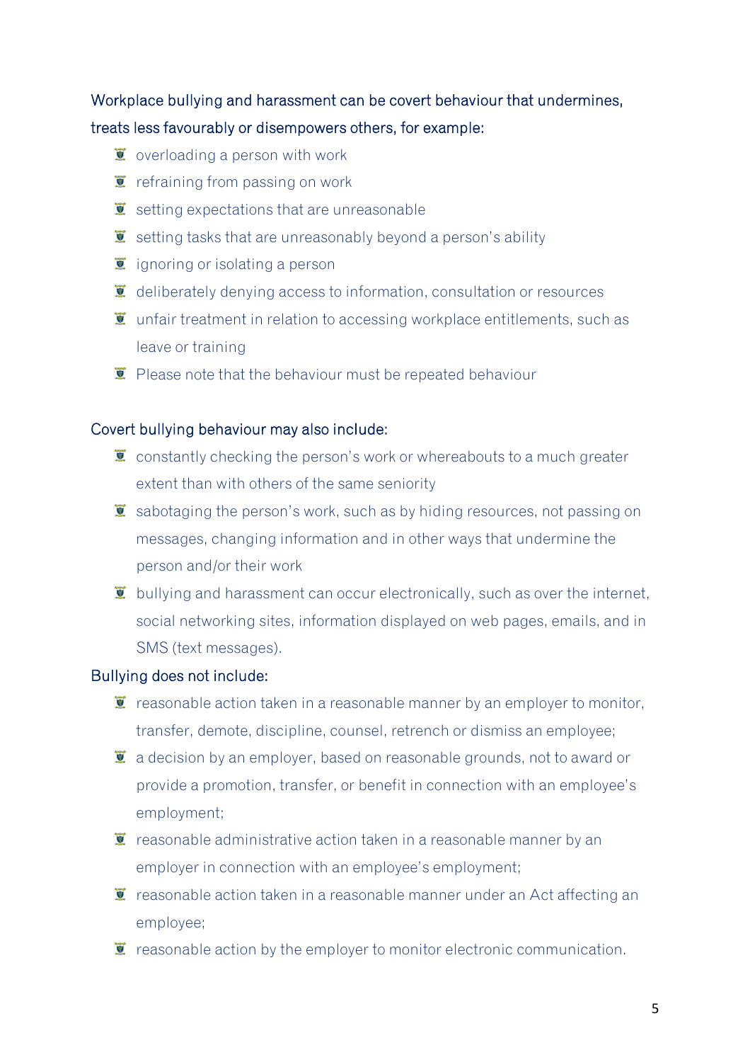Workplace bullying and harassment can be covert behaviour that undermines, treats less favourably or disempowers others, for example:

- overloading a person with work
- refraining from passing on work
- setting expectations that are unreasonable
- setting tasks that are unreasonably beyond a person's ability
- ignoring or isolating a person
- deliberately denying access to information, consultation or resources
- unfair treatment in relation to accessing workplace entitlements, such as leave or training
- Please note that the behaviour must be repeated behaviour

Covert bullying behaviour may also include:

- constantly checking the person's work or whereabouts to a much greater extent than with others of the same seniority
- sabotaging the person's work, such as by hiding resources, not passing on messages, changing information and in other ways that undermine the person and/or their work
- bullying and harassment can occur electronically, such as over the internet, social networking sites, information displayed on web pages, emails, and in SMS (text messages).

Bullying does not include:

- reasonable action taken in a reasonable manner by an employer to monitor, transfer, demote, discipline, counsel, retrench or dismiss an employee;
- a decision by an employer, based on reasonable grounds, not to award or provide a promotion, transfer, or benefit in connection with an employee's employment;
- reasonable administrative action taken in a reasonable manner by an employer in connection with an employee's employment;
- reasonable action taken in a reasonable manner under an Act affecting an employee;
- reasonable action by the employer to monitor electronic communication.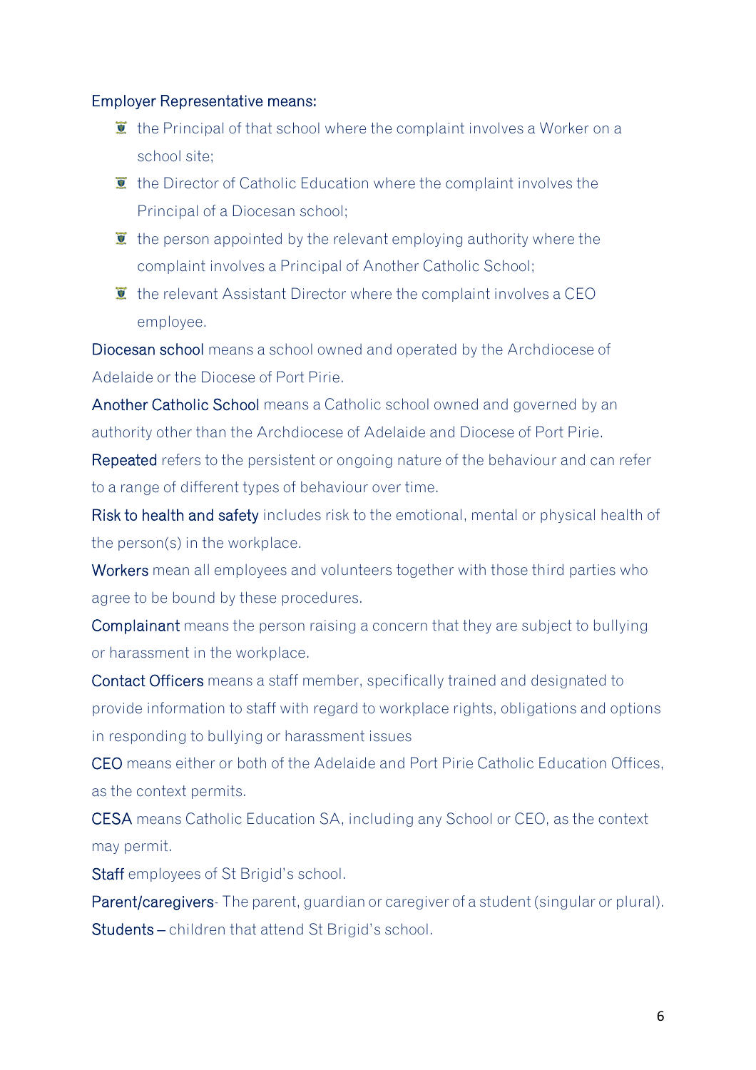**Employer Representative** means:

- the Principal of that school where the complaint involves a Worker on a school site;
- the Director of Catholic Education where the complaint involves the Principal of a Diocesan school;
- the person appointed by the relevant employing authority where the complaint involves a Principal of Another Catholic School;
- the relevant Assistant Director where the complaint involves a CEO employee.

**Diocesan school** means a school owned and operated by the Archdiocese of Adelaide or the Diocese of Port Pirie.

**Another Catholic School** means a Catholic school owned and governed by an authority other than the Archdiocese of Adelaide and Diocese of Port Pirie.

**Repeated** refers to the persistent or ongoing nature of the behaviour and can refer to a range of different types of behaviour over time.

**Risk to health and safety** includes risk to the emotional, mental or physical health of the person(s) in the workplace.

**Workers** mean all employees and volunteers together with those third parties who agree to be bound by these procedures.

**Complainant** means the person raising a concern that they are subject to bullying or harassment in the workplace.

**Contact Officers** means a staff member, specifically trained and designated to provide information to staff with regard to workplace rights, obligations and options in responding to bullying or harassment issues

**CEO** means either or both of the Adelaide and Port Pirie Catholic Education Offices, as the context permits.

**CESA** means Catholic Education SA, including any School or CEO, as the context may permit.

**Staff** employees of St Brigid's school.

**Parent/caregivers**- The parent, guardian or caregiver of a student (singular or plural).

**Students** – children that attend St Brigid's school.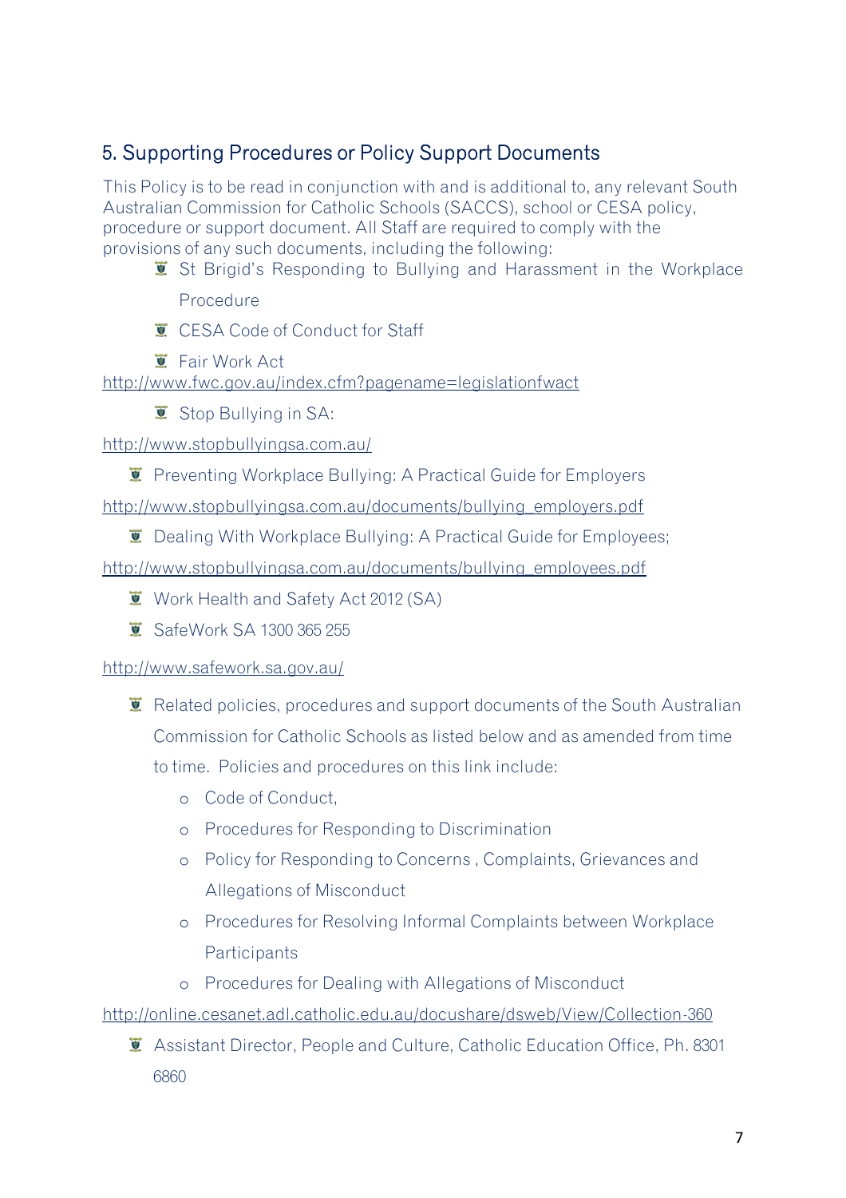## 5. Supporting Procedures or Policy Support Documents

This Policy is to be read in conjunction with and is additional to, any relevant South Australian Commission for Catholic Schools (SACCS), school or CESA policy, procedure or support document. All Staff are required to comply with the provisions of any such documents, including the following:

- St Brigid's Responding to Bullying and Harassment in the Workplace Procedure
- CESA Code of Conduct for Staff
- Fair Work Act http://www.fwc.gov.au/index.cfm?pagename=legislationfwact
- Stop Bullying in SA: http://www.stopbullyingsa.com.au/
- Preventing Workplace Bullying: A Practical Guide for Employers http://www.stopbullyingsa.com.au/documents/bullying_employers.pdf
- Dealing With Workplace Bullying: A Practical Guide for Employees; http://www.stopbullyingsa.com.au/documents/bullying_employees.pdf
- Work Health and Safety Act 2012 (SA)
- SafeWork SA 1300 365 255 http://www.safework.sa.gov.au/
- Related policies, procedures and support documents of the South Australian Commission for Catholic Schools as listed below and as amended from time to time. Policies and procedures on this link include:
  - Code of Conduct,
  - Procedures for Responding to Discrimination
  - Policy for Responding to Concerns , Complaints, Grievances and Allegations of Misconduct
  - Procedures for Resolving Informal Complaints between Workplace Participants
  - Procedures for Dealing with Allegations of Misconduct

  http://online.cesanet.adl.catholic.edu.au/docushare/dsweb/View/Collection-360
- Assistant Director, People and Culture, Catholic Education Office, Ph. 8301 6860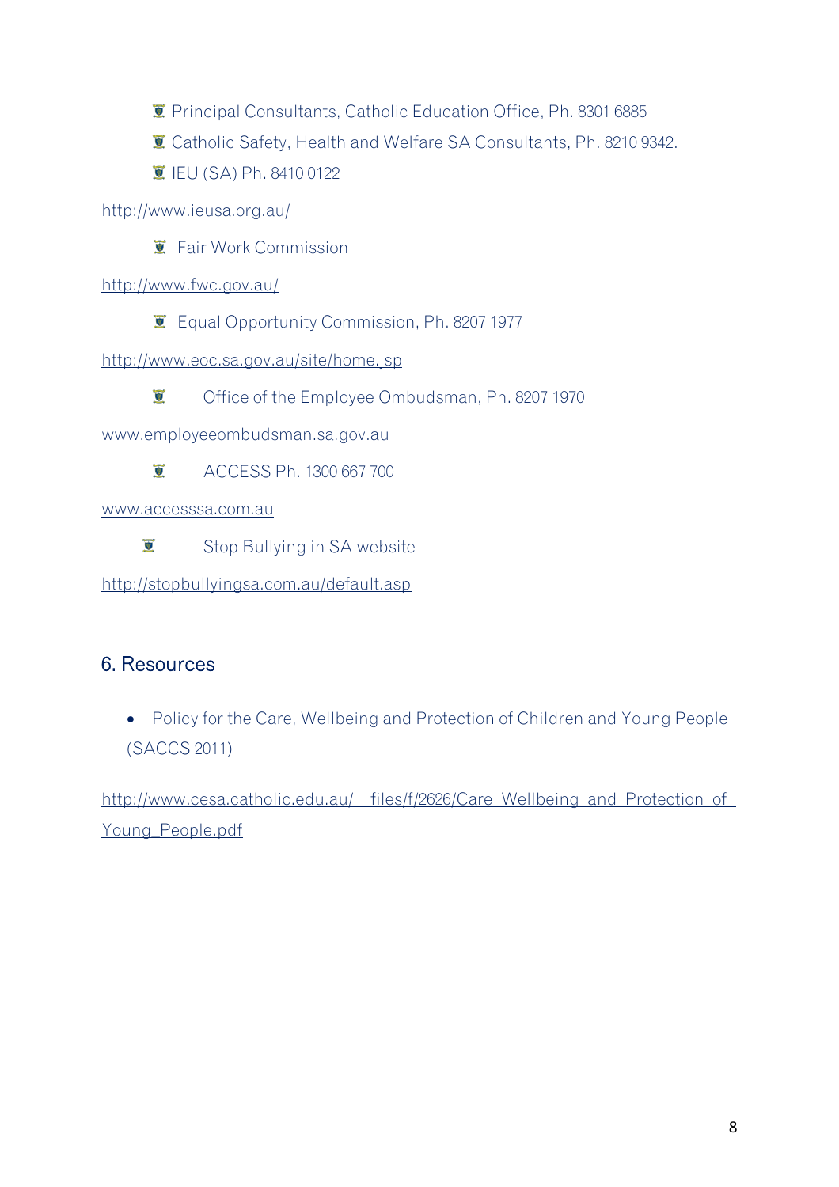- Principal Consultants, Catholic Education Office, Ph. 8301 6885
- Catholic Safety, Health and Welfare SA Consultants, Ph. 8210 9342.
- IEU (SA) Ph. 8410 0122

http://www.ieusa.org.au/

- Fair Work Commission

http://www.fwc.gov.au/

- Equal Opportunity Commission, Ph. 8207 1977

http://www.eoc.sa.gov.au/site/home.jsp

- Office of the Employee Ombudsman, Ph. 8207 1970

www.employeeombudsman.sa.gov.au

- ACCESS Ph. 1300 667 700

www.accesssa.com.au

- Stop Bullying in SA website

http://stopbullyingsa.com.au/default.asp

## 6. Resources

- Policy for the Care, Wellbeing and Protection of Children and Young People (SACCS 2011)

http://www.cesa.catholic.edu.au/__files/f/2626/Care_Wellbeing_and_Protection_of_Young_People.pdf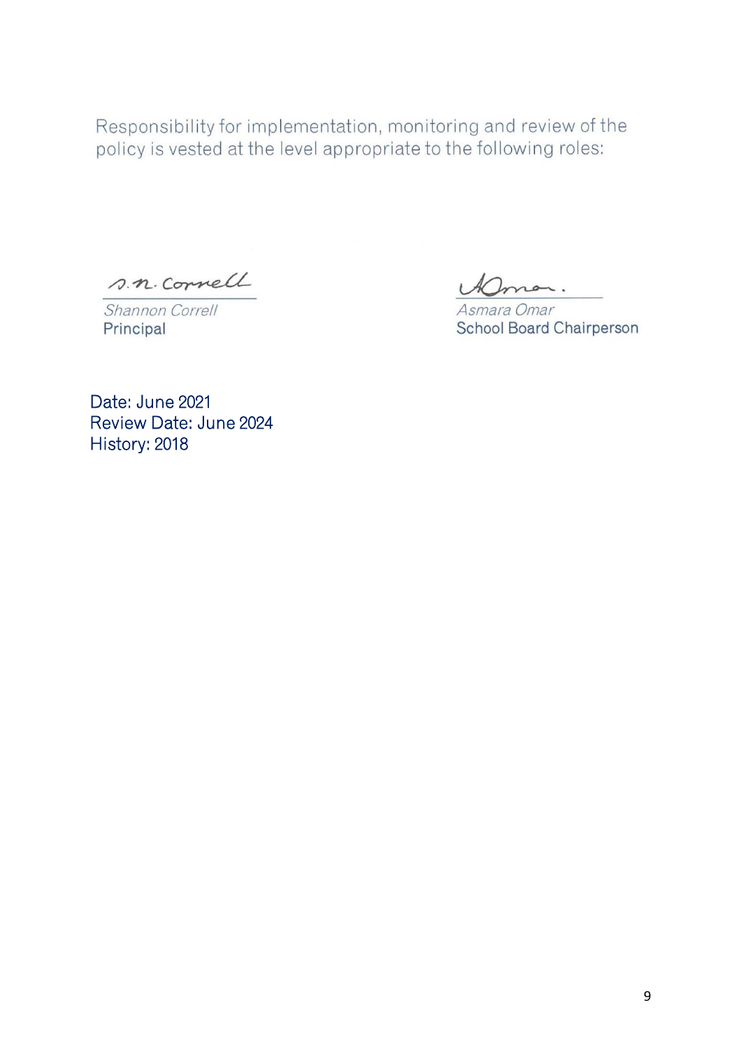Responsibility for implementation, monitoring and review of the policy is vested at the level appropriate to the following roles:

*Shannon Correll*
Principal

*Asmara Omar*
School Board Chairperson

Date: June 2021
Review Date: June 2024
History: 2018